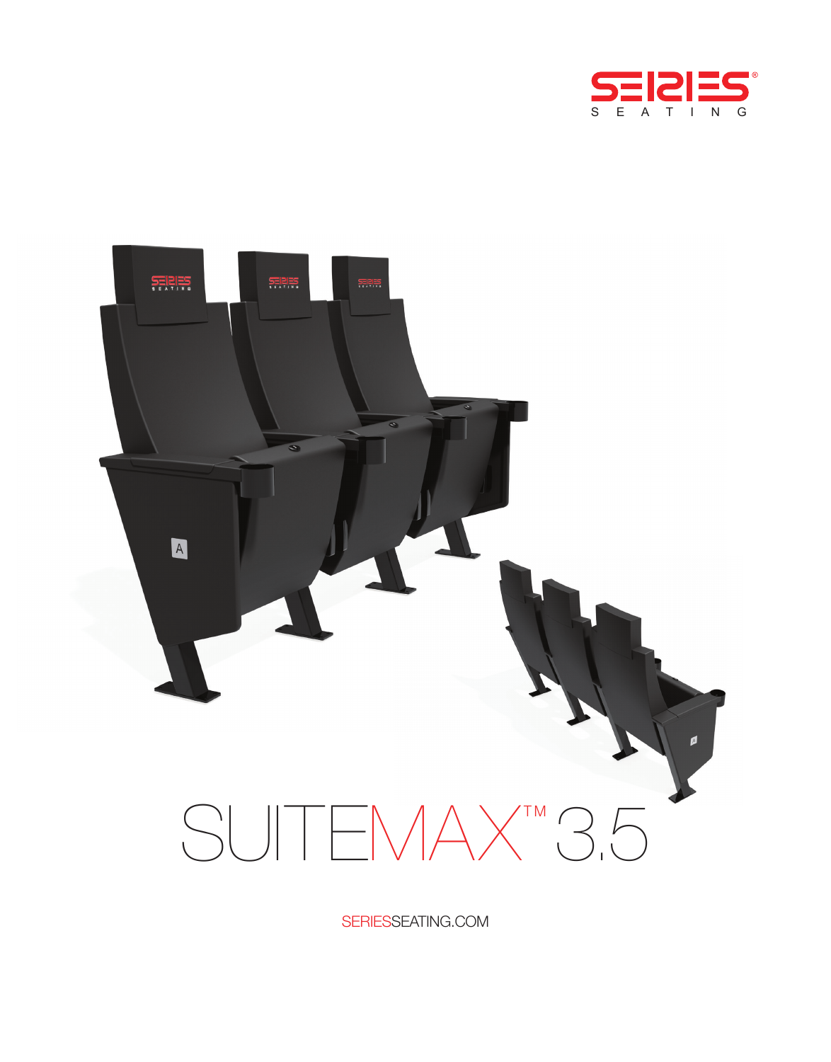SERIES SEATING

# SUITEMAX™ 3.5

SERIESSEATING.COM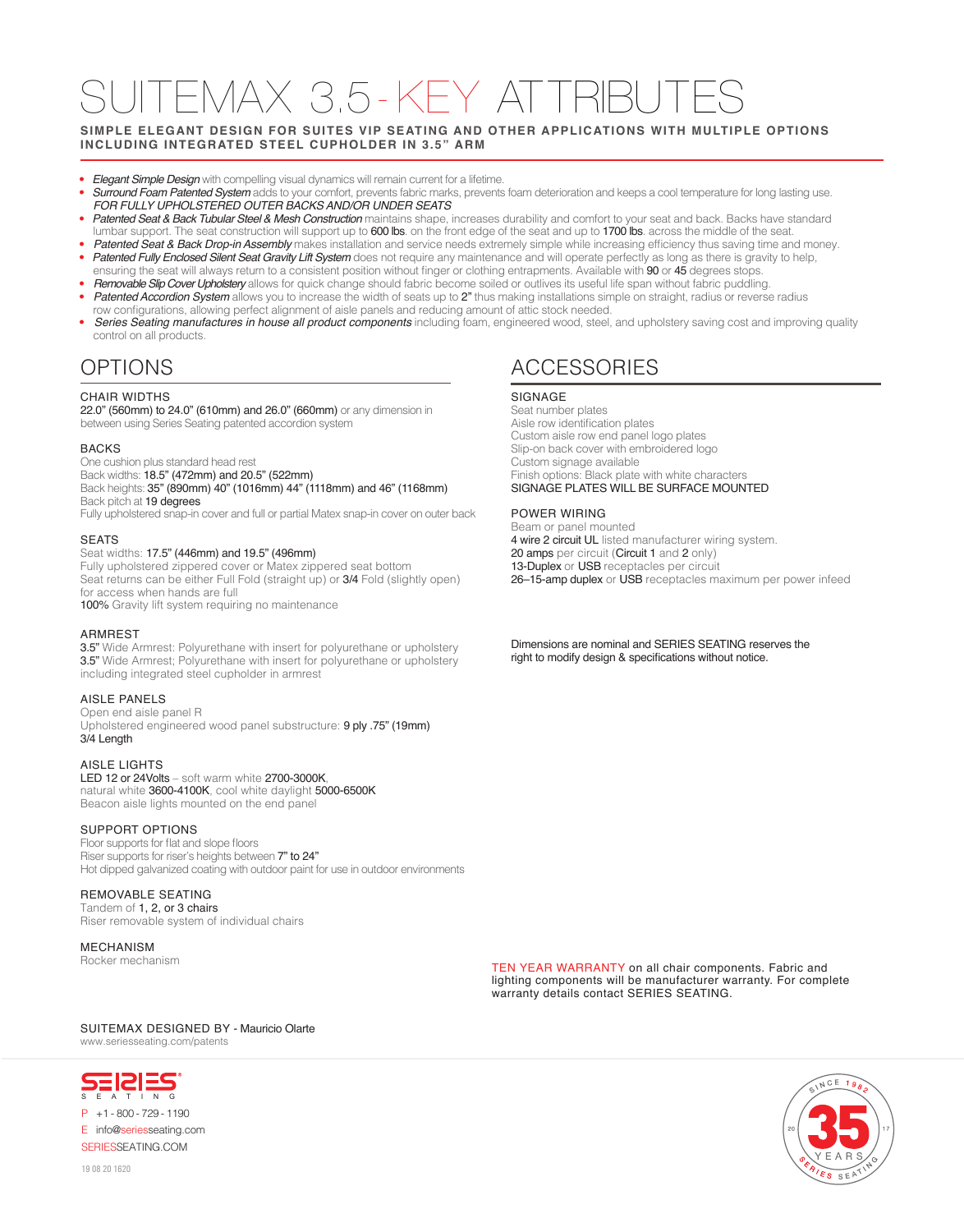# SUITEMAX 3.5 - KEY ATTRIBUTES

**SIMPLE ELEGANT DESIGN FOR SUITES VIP SEATING AND OTHER APPLICATIONS WITH MULTIPLE OPTIONS INCLUDING INTEGRATED STEEL CUPHOLDER IN 3.5" ARM**

- *Elegant Simple Design* with compelling visual dynamics will remain current for a lifetime.
- *Surround Foam Patented System* adds to your comfort, prevents fabric marks, prevents foam deterioration and keeps a cool temperature for long lasting use. *FOR FULLY UPHOLSTERED OUTER BACKS AND/OR UNDER SEATS*
- *Patented Seat & Back Tubular Steel & Mesh Construction* maintains shape, increases durability and comfort to your seat and back. Backs have standard lumbar support. The seat construction will support up to 600 lbs. on the front edge of the seat and up to 1700 lbs. across the middle of the seat.
- *Patented Seat & Back Drop-in Assembly* makes installation and service needs extremely simple while increasing efficiency thus saving time and money.
- *Patented Fully Enclosed Silent Seat Gravity Lift System* does not require any maintenance and will operate perfectly as long as there is gravity to help, ensuring the seat will always return to a consistent position without finger or clothing entrapments. Available with 90 or 45 degrees stops.
- *Removable Slip Cover Upholstery* allows for quick change should fabric become soiled or outlives its useful life span without fabric puddling.
- *Patented Accordion System* allows you to increase the width of seats up to 2" thus making installations simple on straight, radius or reverse radius row configurations, allowing perfect alignment of aisle panels and reducing amount of attic stock needed.
- *Series Seating manufactures in house all product components* including foam, engineered wood, steel, and upholstery saving cost and improving quality control on all products.

## OPTIONS

### CHAIR WIDTHS
22.0" (560mm) to 24.0" (610mm) and 26.0" (660mm) or any dimension in between using Series Seating patented accordion system

### BACKS
One cushion plus standard head rest
Back widths: 18.5" (472mm) and 20.5" (522mm)
Back heights: 35" (890mm) 40" (1016mm) 44" (1118mm) and 46" (1168mm)
Back pitch at 19 degrees
Fully upholstered snap-in cover and full or partial Matex snap-in cover on outer back

### SEATS
Seat widths: 17.5" (446mm) and 19.5" (496mm)
Fully upholstered zippered cover or Matex zippered seat bottom
Seat returns can be either Full Fold (straight up) or 3/4 Fold (slightly open) for access when hands are full
100% Gravity lift system requiring no maintenance

### ARMREST
3.5" Wide Armrest: Polyurethane with insert for polyurethane or upholstery
3.5" Wide Armrest; Polyurethane with insert for polyurethane or upholstery including integrated steel cupholder in armrest

### AISLE PANELS
Open end aisle panel R
Upholstered engineered wood panel substructure: 9 ply .75" (19mm)
3/4 Length

### AISLE LIGHTS
LED 12 or 24Volts – soft warm white 2700-3000K, natural white 3600-4100K, cool white daylight 5000-6500K
Beacon aisle lights mounted on the end panel

### SUPPORT OPTIONS
Floor supports for flat and slope floors
Riser supports for riser's heights between 7" to 24"
Hot dipped galvanized coating with outdoor paint for use in outdoor environments

### REMOVABLE SEATING
Tandem of 1, 2, or 3 chairs
Riser removable system of individual chairs

### MECHANISM
Rocker mechanism

## ACCESSORIES

### SIGNAGE
Seat number plates
Aisle row identification plates
Custom aisle row end panel logo plates
Slip-on back cover with embroidered logo
Custom signage available
Finish options: Black plate with white characters
SIGNAGE PLATES WILL BE SURFACE MOUNTED

### POWER WIRING
Beam or panel mounted
4 wire 2 circuit UL listed manufacturer wiring system.
20 amps per circuit (Circuit 1 and 2 only)
13-Duplex or USB receptacles per circuit
26–15-amp duplex or USB receptacles maximum per power infeed

Dimensions are nominal and SERIES SEATING reserves the right to modify design & specifications without notice.

TEN YEAR WARRANTY on all chair components. Fabric and lighting components will be manufacturer warranty. For complete warranty details contact SERIES SEATING.

SUITEMAX DESIGNED BY - Mauricio Olarte
www.seriesseating.com/patents

SERIES SEATING
P +1 - 800 - 729 - 1190
E info@seriesseating.com
SERIESSEATING.COM

19 08 20 1620

SINCE 1982 · 35 YEARS · 2017 · SERIES SEATING